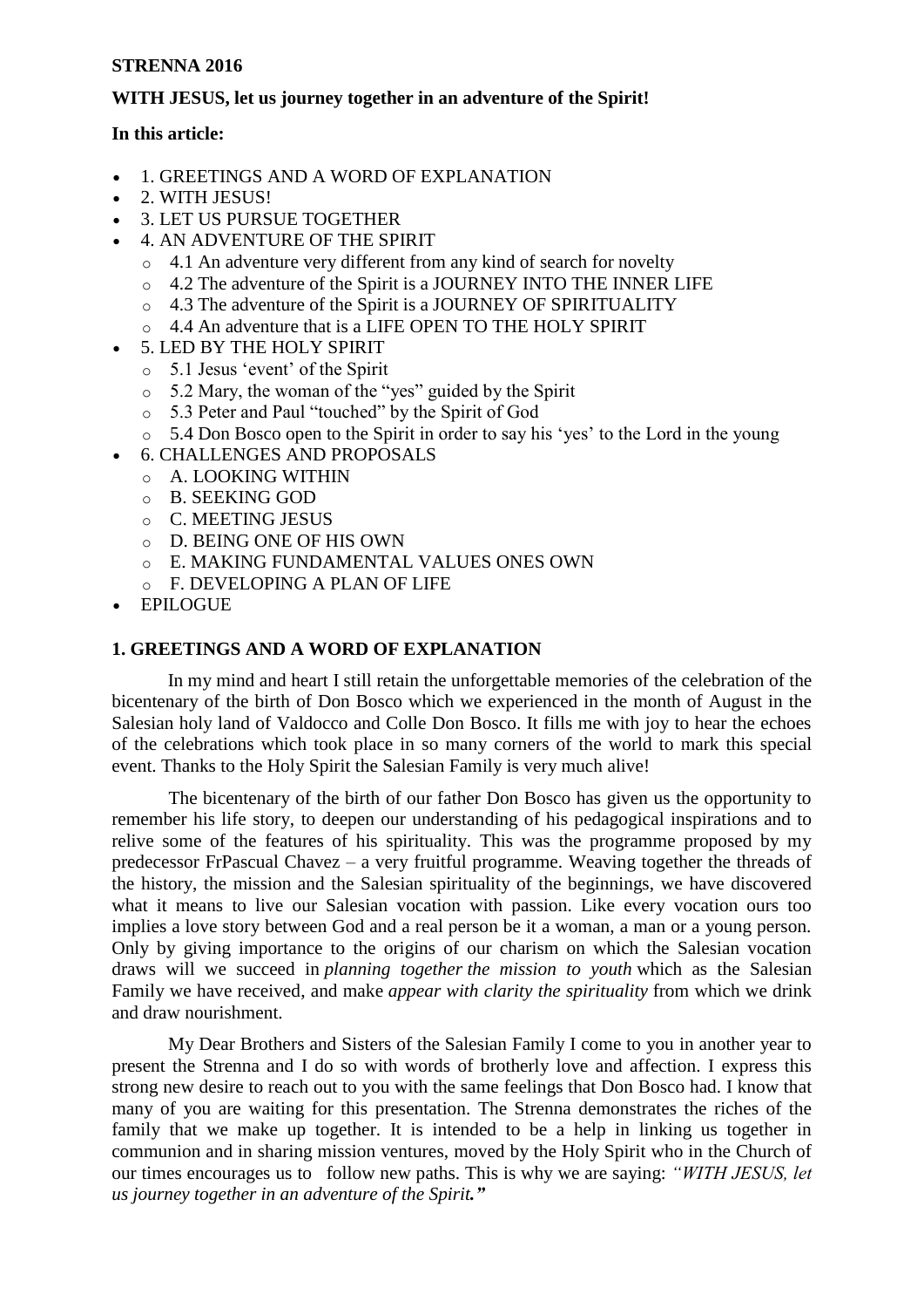**STRENNA 2016**

**WITH JESUS, let us journey together in an adventure of the Spirit!**

**In this article:**

- 1. GREETINGS AND A WORD OF EXPLANATION
- 2. WITH JESUS!
- 3. LET US PURSUE TOGETHER
- 4. AN ADVENTURE OF THE SPIRIT
  - 4.1 An adventure very different from any kind of search for novelty
  - 4.2 The adventure of the Spirit is a JOURNEY INTO THE INNER LIFE
  - 4.3 The adventure of the Spirit is a JOURNEY OF SPIRITUALITY
  - 4.4 An adventure that is a LIFE OPEN TO THE HOLY SPIRIT
- 5. LED BY THE HOLY SPIRIT
  - 5.1 Jesus 'event' of the Spirit
  - 5.2 Mary, the woman of the "yes" guided by the Spirit
  - 5.3 Peter and Paul "touched" by the Spirit of God
  - 5.4 Don Bosco open to the Spirit in order to say his 'yes' to the Lord in the young
- 6. CHALLENGES AND PROPOSALS
  - A. LOOKING WITHIN
  - B. SEEKING GOD
  - C. MEETING JESUS
  - D. BEING ONE OF HIS OWN
  - E. MAKING FUNDAMENTAL VALUES ONES OWN
  - F. DEVELOPING A PLAN OF LIFE
- EPILOGUE

## 1. GREETINGS AND A WORD OF EXPLANATION

In my mind and heart I still retain the unforgettable memories of the celebration of the bicentenary of the birth of Don Bosco which we experienced in the month of August in the Salesian holy land of Valdocco and Colle Don Bosco. It fills me with joy to hear the echoes of the celebrations which took place in so many corners of the world to mark this special event. Thanks to the Holy Spirit the Salesian Family is very much alive!

The bicentenary of the birth of our father Don Bosco has given us the opportunity to remember his life story, to deepen our understanding of his pedagogical inspirations and to relive some of the features of his spirituality. This was the programme proposed by my predecessor FrPascual Chavez – a very fruitful programme. Weaving together the threads of the history, the mission and the Salesian spirituality of the beginnings, we have discovered what it means to live our Salesian vocation with passion. Like every vocation ours too implies a love story between God and a real person be it a woman, a man or a young person. Only by giving importance to the origins of our charism on which the Salesian vocation draws will we succeed in *planning together* the mission to youth which as the Salesian Family we have received, and make *appear with clarity the spirituality* from which we drink and draw nourishment.

My Dear Brothers and Sisters of the Salesian Family I come to you in another year to present the Strenna and I do so with words of brotherly love and affection. I express this strong new desire to reach out to you with the same feelings that Don Bosco had. I know that many of you are waiting for this presentation. The Strenna demonstrates the riches of the family that we make up together. It is intended to be a help in linking us together in communion and in sharing mission ventures, moved by the Holy Spirit who in the Church of our times encourages us to follow new paths. This is why we are saying: *"WITH JESUS, let us journey together in an adventure of the Spirit."*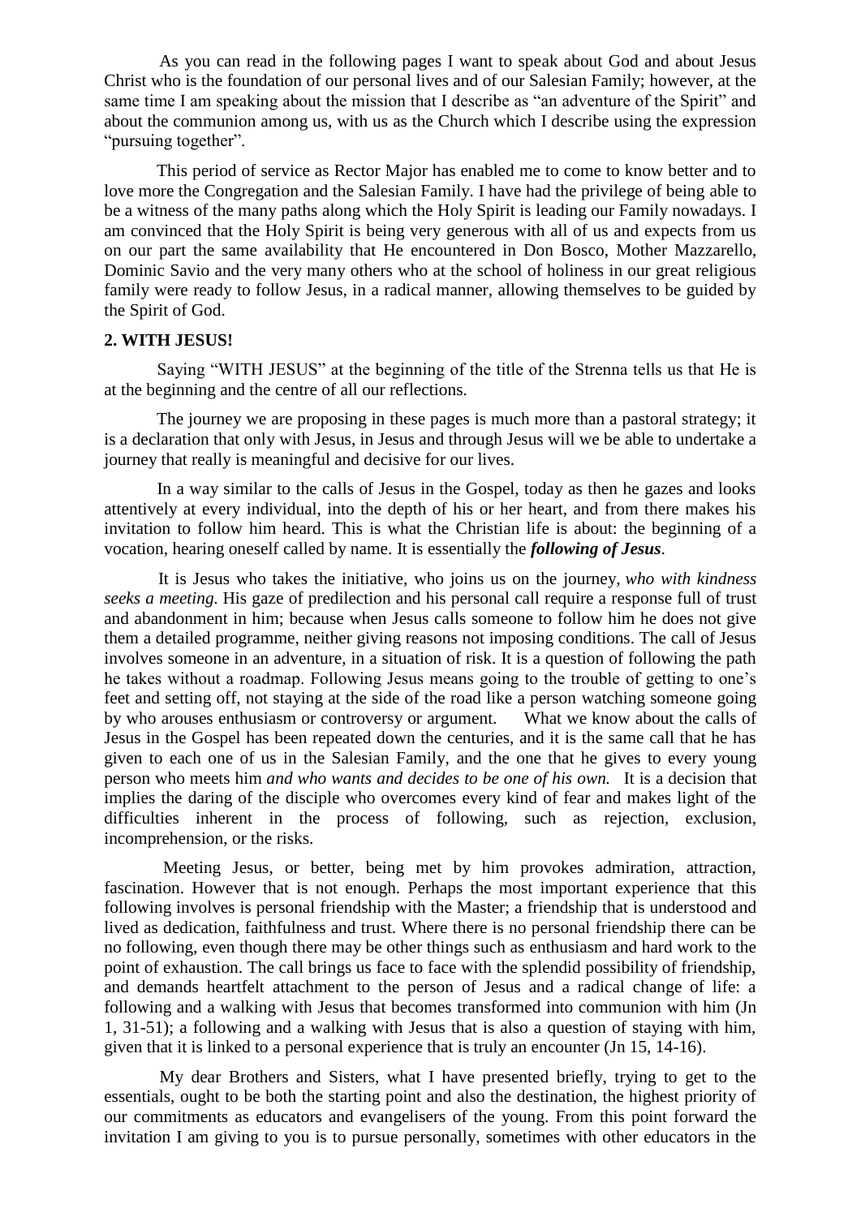As you can read in the following pages I want to speak about God and about Jesus Christ who is the foundation of our personal lives and of our Salesian Family; however, at the same time I am speaking about the mission that I describe as "an adventure of the Spirit" and about the communion among us, with us as the Church which I describe using the expression "pursuing together".

This period of service as Rector Major has enabled me to come to know better and to love more the Congregation and the Salesian Family. I have had the privilege of being able to be a witness of the many paths along which the Holy Spirit is leading our Family nowadays. I am convinced that the Holy Spirit is being very generous with all of us and expects from us on our part the same availability that He encountered in Don Bosco, Mother Mazzarello, Dominic Savio and the very many others who at the school of holiness in our great religious family were ready to follow Jesus, in a radical manner, allowing themselves to be guided by the Spirit of God.

## 2. WITH JESUS!

Saying "WITH JESUS" at the beginning of the title of the Strenna tells us that He is at the beginning and the centre of all our reflections.

The journey we are proposing in these pages is much more than a pastoral strategy; it is a declaration that only with Jesus, in Jesus and through Jesus will we be able to undertake a journey that really is meaningful and decisive for our lives.

In a way similar to the calls of Jesus in the Gospel, today as then he gazes and looks attentively at every individual, into the depth of his or her heart, and from there makes his invitation to follow him heard. This is what the Christian life is about: the beginning of a vocation, hearing oneself called by name. It is essentially the ***following of Jesus***.

It is Jesus who takes the initiative, who joins us on the journey, *who with kindness seeks a meeting.* His gaze of predilection and his personal call require a response full of trust and abandonment in him; because when Jesus calls someone to follow him he does not give them a detailed programme, neither giving reasons not imposing conditions. The call of Jesus involves someone in an adventure, in a situation of risk. It is a question of following the path he takes without a roadmap. Following Jesus means going to the trouble of getting to one's feet and setting off, not staying at the side of the road like a person watching someone going by who arouses enthusiasm or controversy or argument. What we know about the calls of Jesus in the Gospel has been repeated down the centuries, and it is the same call that he has given to each one of us in the Salesian Family, and the one that he gives to every young person who meets him *and who wants and decides to be one of his own.* It is a decision that implies the daring of the disciple who overcomes every kind of fear and makes light of the difficulties inherent in the process of following, such as rejection, exclusion, incomprehension, or the risks.

Meeting Jesus, or better, being met by him provokes admiration, attraction, fascination. However that is not enough. Perhaps the most important experience that this following involves is personal friendship with the Master; a friendship that is understood and lived as dedication, faithfulness and trust. Where there is no personal friendship there can be no following, even though there may be other things such as enthusiasm and hard work to the point of exhaustion. The call brings us face to face with the splendid possibility of friendship, and demands heartfelt attachment to the person of Jesus and a radical change of life: a following and a walking with Jesus that becomes transformed into communion with him (Jn 1, 31-51); a following and a walking with Jesus that is also a question of staying with him, given that it is linked to a personal experience that is truly an encounter (Jn 15, 14-16).

My dear Brothers and Sisters, what I have presented briefly, trying to get to the essentials, ought to be both the starting point and also the destination, the highest priority of our commitments as educators and evangelisers of the young. From this point forward the invitation I am giving to you is to pursue personally, sometimes with other educators in the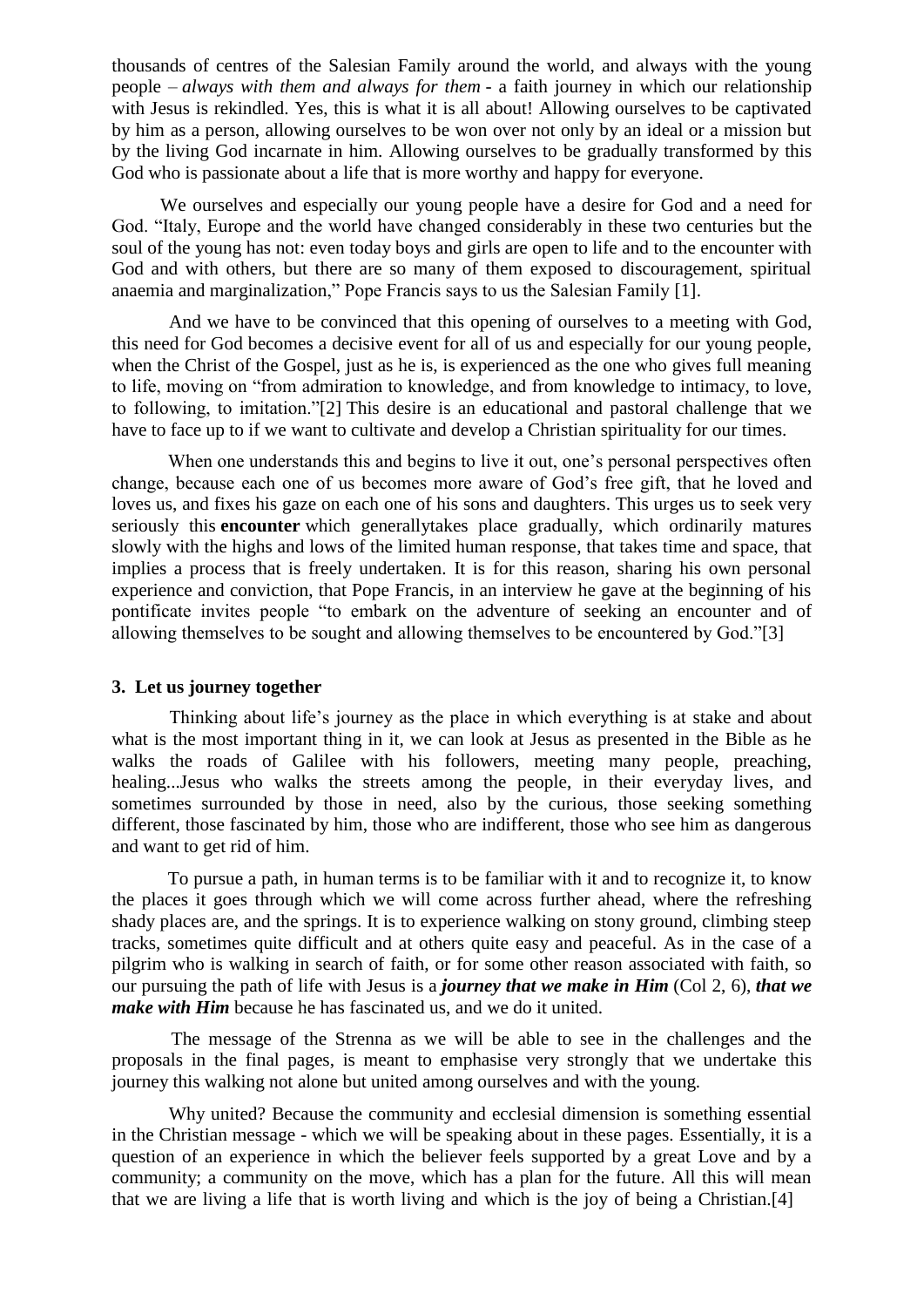thousands of centres of the Salesian Family around the world, and always with the young people – *always with them and always for them* - a faith journey in which our relationship with Jesus is rekindled. Yes, this is what it is all about! Allowing ourselves to be captivated by him as a person, allowing ourselves to be won over not only by an ideal or a mission but by the living God incarnate in him. Allowing ourselves to be gradually transformed by this God who is passionate about a life that is more worthy and happy for everyone.

We ourselves and especially our young people have a desire for God and a need for God. "Italy, Europe and the world have changed considerably in these two centuries but the soul of the young has not: even today boys and girls are open to life and to the encounter with God and with others, but there are so many of them exposed to discouragement, spiritual anaemia and marginalization," Pope Francis says to us the Salesian Family [1].

And we have to be convinced that this opening of ourselves to a meeting with God, this need for God becomes a decisive event for all of us and especially for our young people, when the Christ of the Gospel, just as he is, is experienced as the one who gives full meaning to life, moving on "from admiration to knowledge, and from knowledge to intimacy, to love, to following, to imitation."[2] This desire is an educational and pastoral challenge that we have to face up to if we want to cultivate and develop a Christian spirituality for our times.

When one understands this and begins to live it out, one's personal perspectives often change, because each one of us becomes more aware of God's free gift, that he loved and loves us, and fixes his gaze on each one of his sons and daughters. This urges us to seek very seriously this **encounter** which generallytakes place gradually, which ordinarily matures slowly with the highs and lows of the limited human response, that takes time and space, that implies a process that is freely undertaken. It is for this reason, sharing his own personal experience and conviction, that Pope Francis, in an interview he gave at the beginning of his pontificate invites people "to embark on the adventure of seeking an encounter and of allowing themselves to be sought and allowing themselves to be encountered by God."[3]

### 3. Let us journey together

Thinking about life's journey as the place in which everything is at stake and about what is the most important thing in it, we can look at Jesus as presented in the Bible as he walks the roads of Galilee with his followers, meeting many people, preaching, healing...Jesus who walks the streets among the people, in their everyday lives, and sometimes surrounded by those in need, also by the curious, those seeking something different, those fascinated by him, those who are indifferent, those who see him as dangerous and want to get rid of him.

To pursue a path, in human terms is to be familiar with it and to recognize it, to know the places it goes through which we will come across further ahead, where the refreshing shady places are, and the springs. It is to experience walking on stony ground, climbing steep tracks, sometimes quite difficult and at others quite easy and peaceful. As in the case of a pilgrim who is walking in search of faith, or for some other reason associated with faith, so our pursuing the path of life with Jesus is a ***journey that we make in Him*** (Col 2, 6), ***that we make with Him*** because he has fascinated us, and we do it united.

The message of the Strenna as we will be able to see in the challenges and the proposals in the final pages, is meant to emphasise very strongly that we undertake this journey this walking not alone but united among ourselves and with the young.

Why united? Because the community and ecclesial dimension is something essential in the Christian message - which we will be speaking about in these pages. Essentially, it is a question of an experience in which the believer feels supported by a great Love and by a community; a community on the move, which has a plan for the future. All this will mean that we are living a life that is worth living and which is the joy of being a Christian.[4]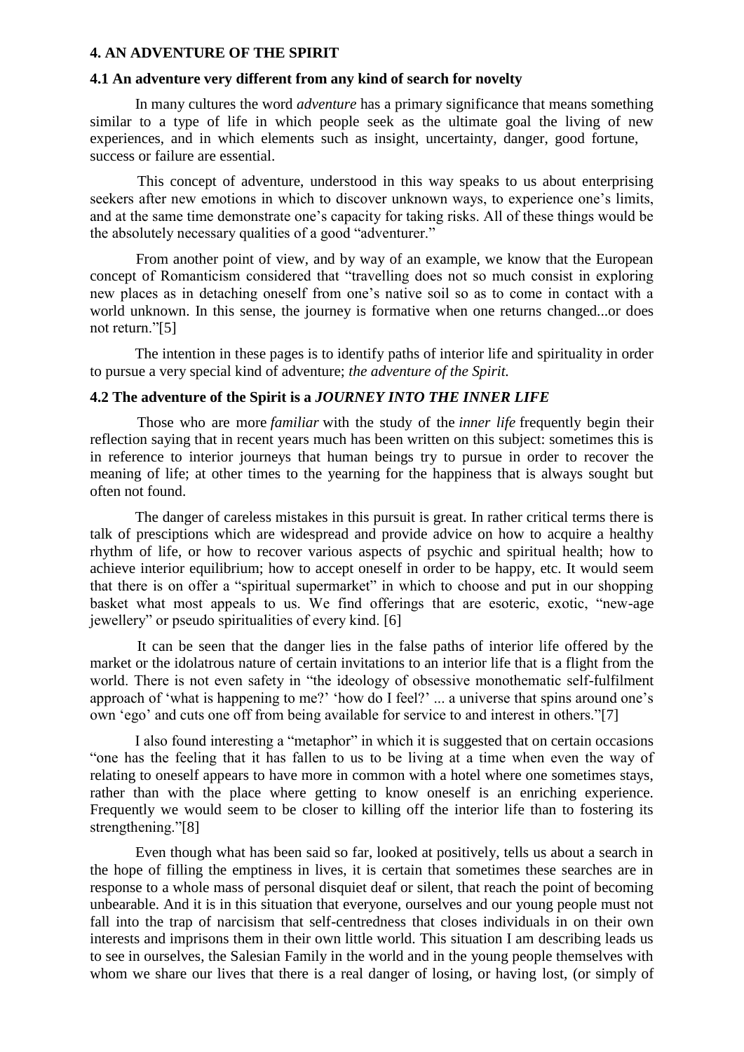## 4. AN ADVENTURE OF THE SPIRIT

### 4.1 An adventure very different from any kind of search for novelty

In many cultures the word *adventure* has a primary significance that means something similar to a type of life in which people seek as the ultimate goal the living of new experiences, and in which elements such as insight, uncertainty, danger, good fortune, success or failure are essential.

This concept of adventure, understood in this way speaks to us about enterprising seekers after new emotions in which to discover unknown ways, to experience one's limits, and at the same time demonstrate one's capacity for taking risks. All of these things would be the absolutely necessary qualities of a good "adventurer."

From another point of view, and by way of an example, we know that the European concept of Romanticism considered that "travelling does not so much consist in exploring new places as in detaching oneself from one's native soil so as to come in contact with a world unknown. In this sense, the journey is formative when one returns changed...or does not return."[5]

The intention in these pages is to identify paths of interior life and spirituality in order to pursue a very special kind of adventure; *the adventure of the Spirit.*

### 4.2 The adventure of the Spirit is a *JOURNEY INTO THE INNER LIFE*

Those who are more *familiar* with the study of the *inner life* frequently begin their reflection saying that in recent years much has been written on this subject: sometimes this is in reference to interior journeys that human beings try to pursue in order to recover the meaning of life; at other times to the yearning for the happiness that is always sought but often not found.

The danger of careless mistakes in this pursuit is great. In rather critical terms there is talk of presciptions which are widespread and provide advice on how to acquire a healthy rhythm of life, or how to recover various aspects of psychic and spiritual health; how to achieve interior equilibrium; how to accept oneself in order to be happy, etc. It would seem that there is on offer a "spiritual supermarket" in which to choose and put in our shopping basket what most appeals to us. We find offerings that are esoteric, exotic, "new-age jewellery" or pseudo spiritualities of every kind. [6]

It can be seen that the danger lies in the false paths of interior life offered by the market or the idolatrous nature of certain invitations to an interior life that is a flight from the world. There is not even safety in "the ideology of obsessive monothematic self-fulfilment approach of 'what is happening to me?' 'how do I feel?' ... a universe that spins around one's own 'ego' and cuts one off from being available for service to and interest in others."[7]

I also found interesting a "metaphor" in which it is suggested that on certain occasions "one has the feeling that it has fallen to us to be living at a time when even the way of relating to oneself appears to have more in common with a hotel where one sometimes stays, rather than with the place where getting to know oneself is an enriching experience. Frequently we would seem to be closer to killing off the interior life than to fostering its strengthening."[8]

Even though what has been said so far, looked at positively, tells us about a search in the hope of filling the emptiness in lives, it is certain that sometimes these searches are in response to a whole mass of personal disquiet deaf or silent, that reach the point of becoming unbearable. And it is in this situation that everyone, ourselves and our young people must not fall into the trap of narcisism that self-centredness that closes individuals in on their own interests and imprisons them in their own little world. This situation I am describing leads us to see in ourselves, the Salesian Family in the world and in the young people themselves with whom we share our lives that there is a real danger of losing, or having lost, (or simply of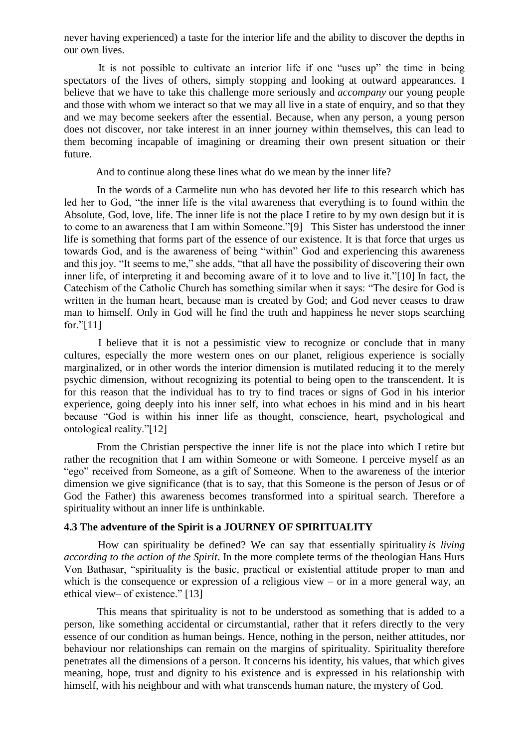never having experienced) a taste for the interior life and the ability to discover the depths in our own lives.

It is not possible to cultivate an interior life if one "uses up" the time in being spectators of the lives of others, simply stopping and looking at outward appearances. I believe that we have to take this challenge more seriously and *accompany* our young people and those with whom we interact so that we may all live in a state of enquiry, and so that they and we may become seekers after the essential. Because, when any person, a young person does not discover, nor take interest in an inner journey within themselves, this can lead to them becoming incapable of imagining or dreaming their own present situation or their future.

And to continue along these lines what do we mean by the inner life?

In the words of a Carmelite nun who has devoted her life to this research which has led her to God, "the inner life is the vital awareness that everything is to found within the Absolute, God, love, life. The inner life is not the place I retire to by my own design but it is to come to an awareness that I am within Someone."[9] This Sister has understood the inner life is something that forms part of the essence of our existence. It is that force that urges us towards God, and is the awareness of being "within" God and experiencing this awareness and this joy. "It seems to me," she adds, "that all have the possibility of discovering their own inner life, of interpreting it and becoming aware of it to love and to live it."[10] In fact, the Catechism of the Catholic Church has something similar when it says: "The desire for God is written in the human heart, because man is created by God; and God never ceases to draw man to himself. Only in God will he find the truth and happiness he never stops searching for."[11]

I believe that it is not a pessimistic view to recognize or conclude that in many cultures, especially the more western ones on our planet, religious experience is socially marginalized, or in other words the interior dimension is mutilated reducing it to the merely psychic dimension, without recognizing its potential to being open to the transcendent. It is for this reason that the individual has to try to find traces or signs of God in his interior experience, going deeply into his inner self, into what echoes in his mind and in his heart because "God is within his inner life as thought, conscience, heart, psychological and ontological reality."[12]

From the Christian perspective the inner life is not the place into which I retire but rather the recognition that I am within Someone or with Someone. I perceive myself as an "ego" received from Someone, as a gift of Someone. When to the awareness of the interior dimension we give significance (that is to say, that this Someone is the person of Jesus or of God the Father) this awareness becomes transformed into a spiritual search. Therefore a spirituality without an inner life is unthinkable.

### 4.3 The adventure of the Spirit is a JOURNEY OF SPIRITUALITY

How can spirituality be defined? We can say that essentially spirituality *is living according to the action of the Spirit*. In the more complete terms of the theologian Hans Hurs Von Bathasar, "spirituality is the basic, practical or existential attitude proper to man and which is the consequence or expression of a religious view – or in a more general way, an ethical view– of existence." [13]

This means that spirituality is not to be understood as something that is added to a person, like something accidental or circumstantial, rather that it refers directly to the very essence of our condition as human beings. Hence, nothing in the person, neither attitudes, nor behaviour nor relationships can remain on the margins of spirituality. Spirituality therefore penetrates all the dimensions of a person. It concerns his identity, his values, that which gives meaning, hope, trust and dignity to his existence and is expressed in his relationship with himself, with his neighbour and with what transcends human nature, the mystery of God.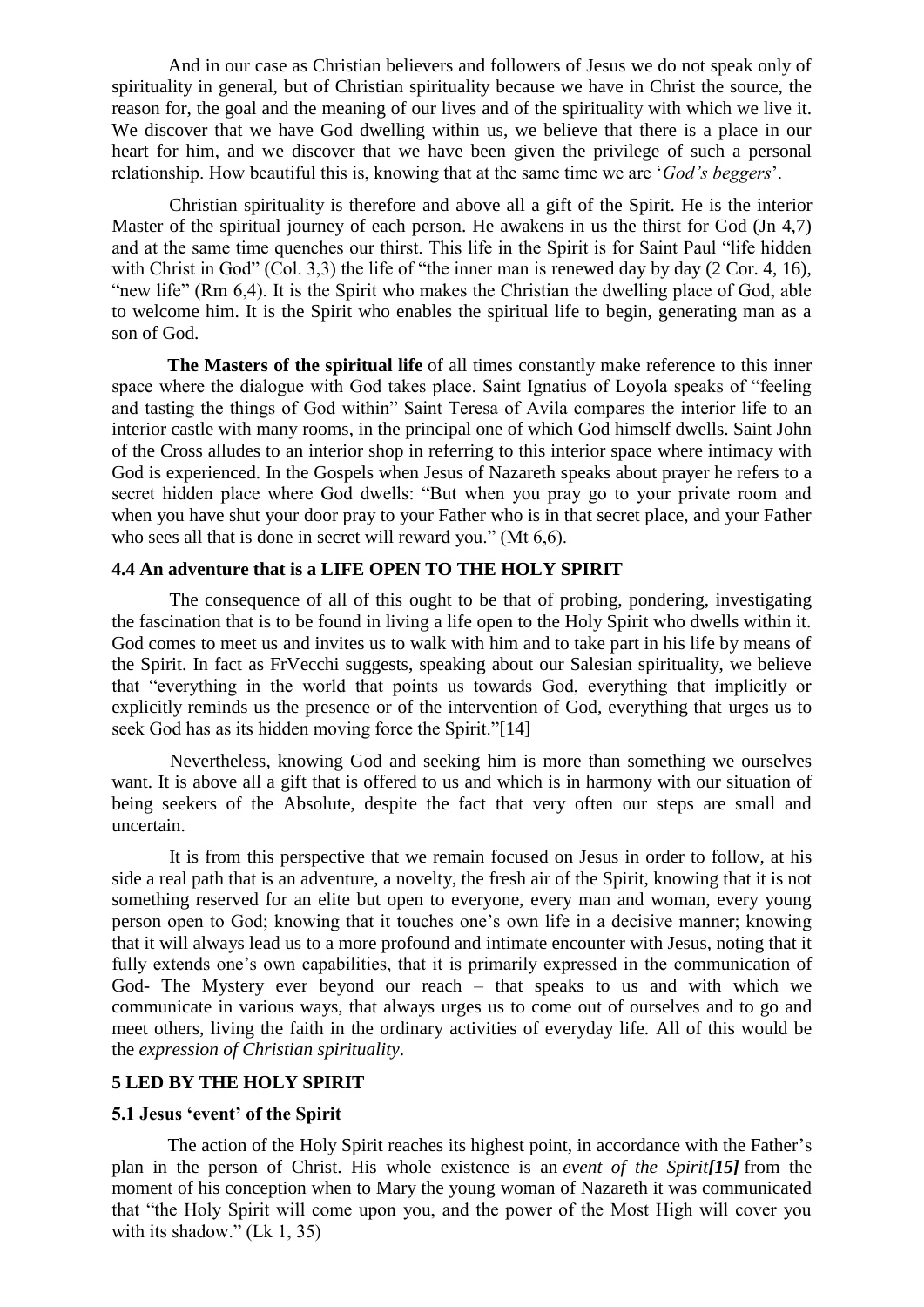And in our case as Christian believers and followers of Jesus we do not speak only of spirituality in general, but of Christian spirituality because we have in Christ the source, the reason for, the goal and the meaning of our lives and of the spirituality with which we live it. We discover that we have God dwelling within us, we believe that there is a place in our heart for him, and we discover that we have been given the privilege of such a personal relationship. How beautiful this is, knowing that at the same time we are '*God's beggers*'.

Christian spirituality is therefore and above all a gift of the Spirit. He is the interior Master of the spiritual journey of each person. He awakens in us the thirst for God (Jn 4,7) and at the same time quenches our thirst. This life in the Spirit is for Saint Paul "life hidden with Christ in God" (Col. 3,3) the life of "the inner man is renewed day by day (2 Cor. 4, 16), "new life" (Rm 6,4). It is the Spirit who makes the Christian the dwelling place of God, able to welcome him. It is the Spirit who enables the spiritual life to begin, generating man as a son of God.

**The Masters of the spiritual life** of all times constantly make reference to this inner space where the dialogue with God takes place. Saint Ignatius of Loyola speaks of "feeling and tasting the things of God within" Saint Teresa of Avila compares the interior life to an interior castle with many rooms, in the principal one of which God himself dwells. Saint John of the Cross alludes to an interior shop in referring to this interior space where intimacy with God is experienced. In the Gospels when Jesus of Nazareth speaks about prayer he refers to a secret hidden place where God dwells: "But when you pray go to your private room and when you have shut your door pray to your Father who is in that secret place, and your Father who sees all that is done in secret will reward you." (Mt 6,6).

### 4.4 An adventure that is a LIFE OPEN TO THE HOLY SPIRIT

The consequence of all of this ought to be that of probing, pondering, investigating the fascination that is to be found in living a life open to the Holy Spirit who dwells within it. God comes to meet us and invites us to walk with him and to take part in his life by means of the Spirit. In fact as FrVecchi suggests, speaking about our Salesian spirituality, we believe that "everything in the world that points us towards God, everything that implicitly or explicitly reminds us the presence or of the intervention of God, everything that urges us to seek God has as its hidden moving force the Spirit."[14]

Nevertheless, knowing God and seeking him is more than something we ourselves want. It is above all a gift that is offered to us and which is in harmony with our situation of being seekers of the Absolute, despite the fact that very often our steps are small and uncertain.

It is from this perspective that we remain focused on Jesus in order to follow, at his side a real path that is an adventure, a novelty, the fresh air of the Spirit, knowing that it is not something reserved for an elite but open to everyone, every man and woman, every young person open to God; knowing that it touches one's own life in a decisive manner; knowing that it will always lead us to a more profound and intimate encounter with Jesus, noting that it fully extends one's own capabilities, that it is primarily expressed in the communication of God- The Mystery ever beyond our reach – that speaks to us and with which we communicate in various ways, that always urges us to come out of ourselves and to go and meet others, living the faith in the ordinary activities of everyday life. All of this would be the *expression of Christian spirituality*.

## 5 LED BY THE HOLY SPIRIT

### 5.1 Jesus 'event' of the Spirit

The action of the Holy Spirit reaches its highest point, in accordance with the Father's plan in the person of Christ. His whole existence is an *event of the Spirit**[15]*** from the moment of his conception when to Mary the young woman of Nazareth it was communicated that "the Holy Spirit will come upon you, and the power of the Most High will cover you with its shadow." (Lk 1, 35)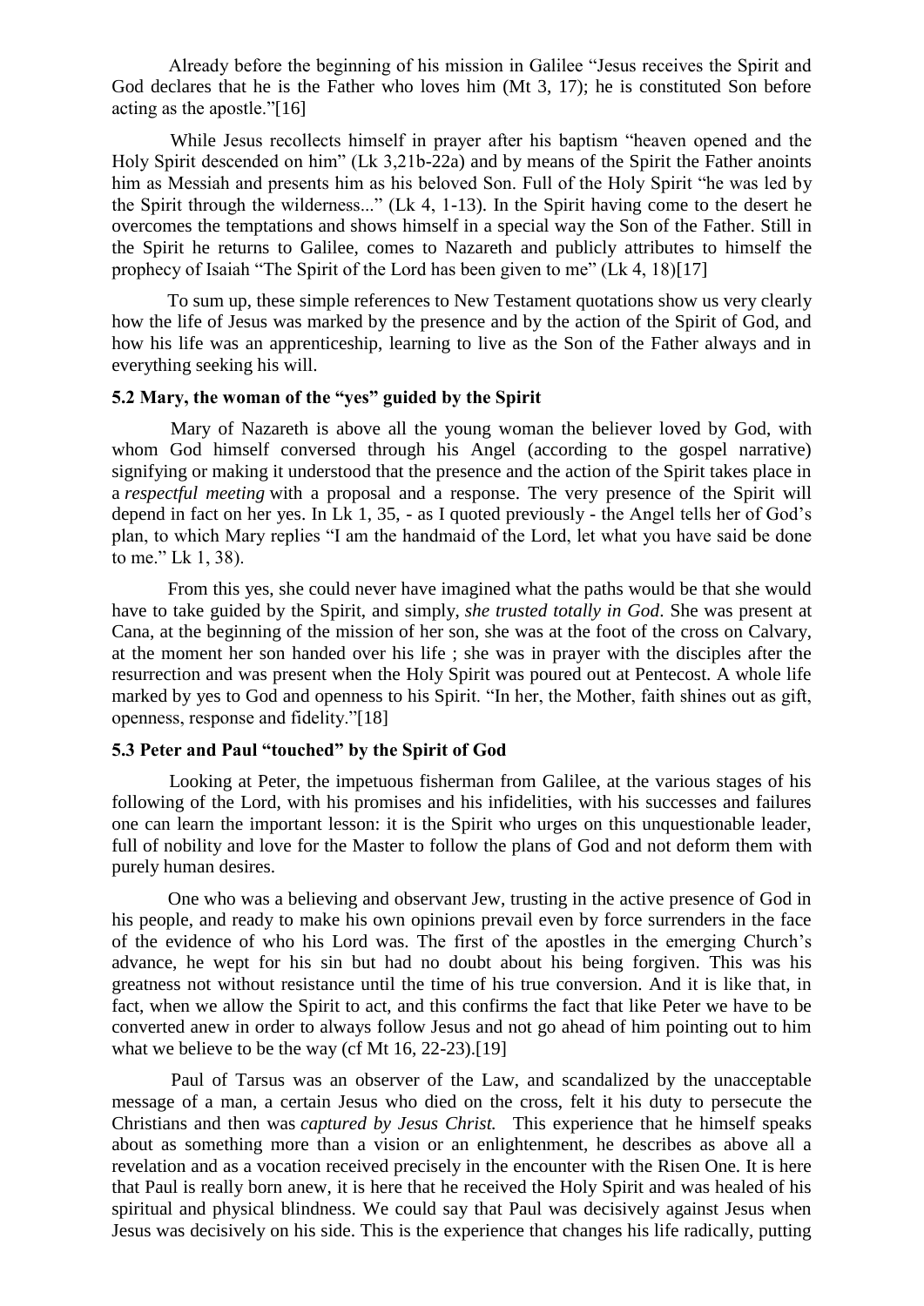Already before the beginning of his mission in Galilee "Jesus receives the Spirit and God declares that he is the Father who loves him (Mt 3, 17); he is constituted Son before acting as the apostle."[16]

While Jesus recollects himself in prayer after his baptism "heaven opened and the Holy Spirit descended on him" (Lk 3,21b-22a) and by means of the Spirit the Father anoints him as Messiah and presents him as his beloved Son. Full of the Holy Spirit "he was led by the Spirit through the wilderness..." (Lk 4, 1-13). In the Spirit having come to the desert he overcomes the temptations and shows himself in a special way the Son of the Father. Still in the Spirit he returns to Galilee, comes to Nazareth and publicly attributes to himself the prophecy of Isaiah "The Spirit of the Lord has been given to me" (Lk 4, 18)[17]

To sum up, these simple references to New Testament quotations show us very clearly how the life of Jesus was marked by the presence and by the action of the Spirit of God, and how his life was an apprenticeship, learning to live as the Son of the Father always and in everything seeking his will.

### 5.2 Mary, the woman of the "yes" guided by the Spirit

Mary of Nazareth is above all the young woman the believer loved by God, with whom God himself conversed through his Angel (according to the gospel narrative) signifying or making it understood that the presence and the action of the Spirit takes place in a *respectful meeting* with a proposal and a response. The very presence of the Spirit will depend in fact on her yes. In Lk 1, 35, - as I quoted previously - the Angel tells her of God's plan, to which Mary replies "I am the handmaid of the Lord, let what you have said be done to me." Lk 1, 38).

From this yes, she could never have imagined what the paths would be that she would have to take guided by the Spirit, and simply, *she trusted totally in God*. She was present at Cana, at the beginning of the mission of her son, she was at the foot of the cross on Calvary, at the moment her son handed over his life ; she was in prayer with the disciples after the resurrection and was present when the Holy Spirit was poured out at Pentecost. A whole life marked by yes to God and openness to his Spirit. "In her, the Mother, faith shines out as gift, openness, response and fidelity."[18]

### 5.3 Peter and Paul "touched" by the Spirit of God

Looking at Peter, the impetuous fisherman from Galilee, at the various stages of his following of the Lord, with his promises and his infidelities, with his successes and failures one can learn the important lesson: it is the Spirit who urges on this unquestionable leader, full of nobility and love for the Master to follow the plans of God and not deform them with purely human desires.

One who was a believing and observant Jew, trusting in the active presence of God in his people, and ready to make his own opinions prevail even by force surrenders in the face of the evidence of who his Lord was. The first of the apostles in the emerging Church's advance, he wept for his sin but had no doubt about his being forgiven. This was his greatness not without resistance until the time of his true conversion. And it is like that, in fact, when we allow the Spirit to act, and this confirms the fact that like Peter we have to be converted anew in order to always follow Jesus and not go ahead of him pointing out to him what we believe to be the way (cf Mt 16, 22-23).[19]

Paul of Tarsus was an observer of the Law, and scandalized by the unacceptable message of a man, a certain Jesus who died on the cross, felt it his duty to persecute the Christians and then was *captured by Jesus Christ.* This experience that he himself speaks about as something more than a vision or an enlightenment, he describes as above all a revelation and as a vocation received precisely in the encounter with the Risen One. It is here that Paul is really born anew, it is here that he received the Holy Spirit and was healed of his spiritual and physical blindness. We could say that Paul was decisively against Jesus when Jesus was decisively on his side. This is the experience that changes his life radically, putting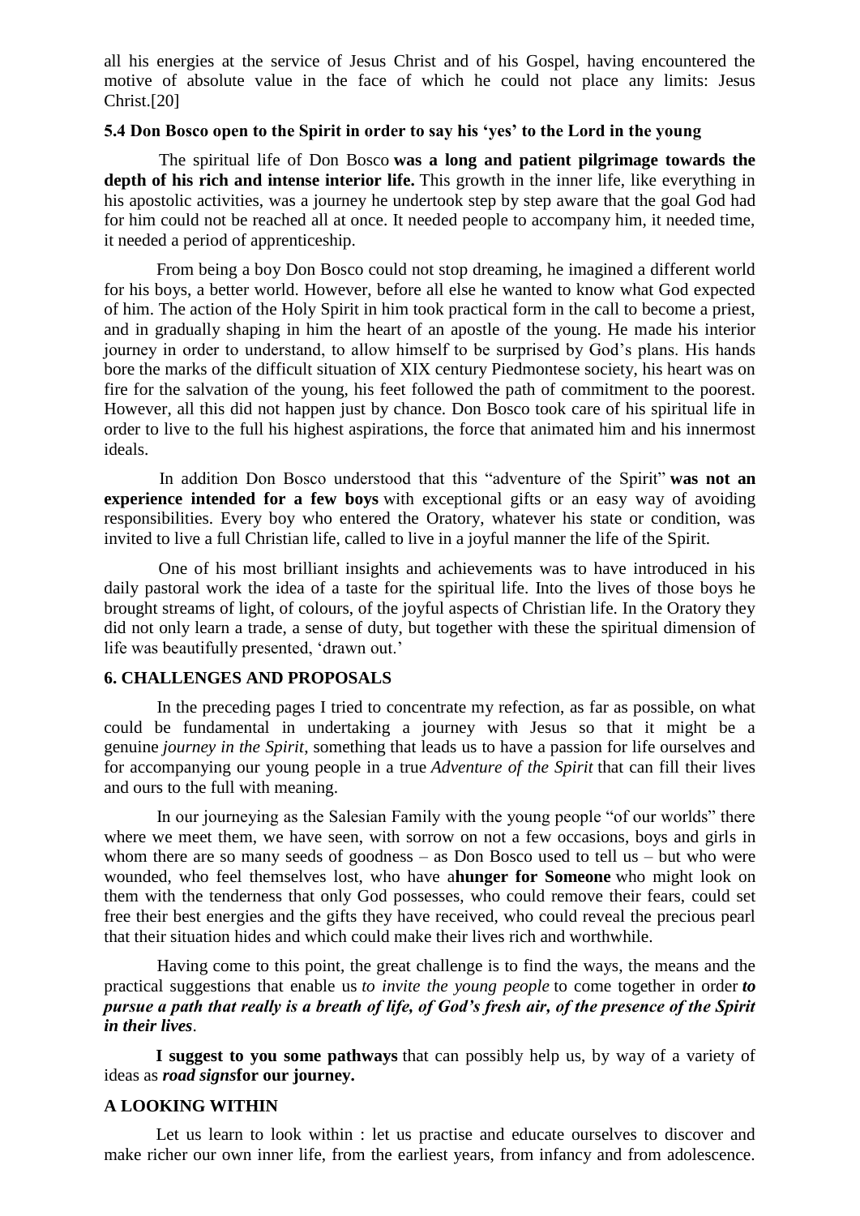all his energies at the service of Jesus Christ and of his Gospel, having encountered the motive of absolute value in the face of which he could not place any limits: Jesus Christ.[20]

### 5.4 Don Bosco open to the Spirit in order to say his 'yes' to the Lord in the young

The spiritual life of Don Bosco **was a long and patient pilgrimage towards the depth of his rich and intense interior life.** This growth in the inner life, like everything in his apostolic activities, was a journey he undertook step by step aware that the goal God had for him could not be reached all at once. It needed people to accompany him, it needed time, it needed a period of apprenticeship.

From being a boy Don Bosco could not stop dreaming, he imagined a different world for his boys, a better world. However, before all else he wanted to know what God expected of him. The action of the Holy Spirit in him took practical form in the call to become a priest, and in gradually shaping in him the heart of an apostle of the young. He made his interior journey in order to understand, to allow himself to be surprised by God's plans. His hands bore the marks of the difficult situation of XIX century Piedmontese society, his heart was on fire for the salvation of the young, his feet followed the path of commitment to the poorest. However, all this did not happen just by chance. Don Bosco took care of his spiritual life in order to live to the full his highest aspirations, the force that animated him and his innermost ideals.

In addition Don Bosco understood that this "adventure of the Spirit" **was not an experience intended for a few boys** with exceptional gifts or an easy way of avoiding responsibilities. Every boy who entered the Oratory, whatever his state or condition, was invited to live a full Christian life, called to live in a joyful manner the life of the Spirit.

One of his most brilliant insights and achievements was to have introduced in his daily pastoral work the idea of a taste for the spiritual life. Into the lives of those boys he brought streams of light, of colours, of the joyful aspects of Christian life. In the Oratory they did not only learn a trade, a sense of duty, but together with these the spiritual dimension of life was beautifully presented, 'drawn out.'

## 6. CHALLENGES AND PROPOSALS

In the preceding pages I tried to concentrate my refection, as far as possible, on what could be fundamental in undertaking a journey with Jesus so that it might be a genuine *journey in the Spirit*, something that leads us to have a passion for life ourselves and for accompanying our young people in a true *Adventure of the Spirit* that can fill their lives and ours to the full with meaning.

In our journeying as the Salesian Family with the young people "of our worlds" there where we meet them, we have seen, with sorrow on not a few occasions, boys and girls in whom there are so many seeds of goodness – as Don Bosco used to tell us – but who were wounded, who feel themselves lost, who have a**hunger for Someone** who might look on them with the tenderness that only God possesses, who could remove their fears, could set free their best energies and the gifts they have received, who could reveal the precious pearl that their situation hides and which could make their lives rich and worthwhile.

Having come to this point, the great challenge is to find the ways, the means and the practical suggestions that enable us *to invite the young people* to come together in order ***to pursue a path that really is a breath of life, of God's fresh air, of the presence of the Spirit in their lives***.

**I suggest to you some pathways** that can possibly help us, by way of a variety of ideas as ***road signs*****for our journey.**

### A LOOKING WITHIN

Let us learn to look within : let us practise and educate ourselves to discover and make richer our own inner life, from the earliest years, from infancy and from adolescence.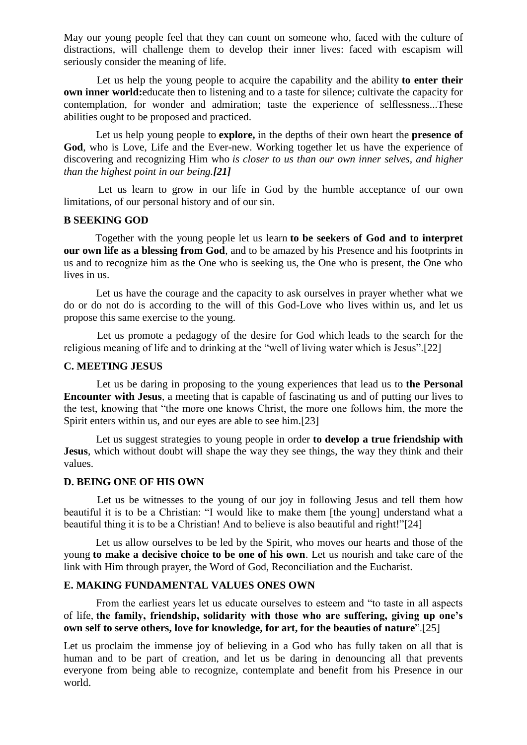May our young people feel that they can count on someone who, faced with the culture of distractions, will challenge them to develop their inner lives: faced with escapism will seriously consider the meaning of life.

Let us help the young people to acquire the capability and the ability **to enter their own inner world:**educate then to listening and to a taste for silence; cultivate the capacity for contemplation, for wonder and admiration; taste the experience of selflessness...These abilities ought to be proposed and practiced.

Let us help young people to **explore,** in the depths of their own heart the **presence of God**, who is Love, Life and the Ever-new. Working together let us have the experience of discovering and recognizing Him who *is closer to us than our own inner selves, and higher than the highest point in our being.**[21]***

Let us learn to grow in our life in God by the humble acceptance of our own limitations, of our personal history and of our sin.

### B SEEKING GOD

Together with the young people let us learn **to be seekers of God and to interpret our own life as a blessing from God**, and to be amazed by his Presence and his footprints in us and to recognize him as the One who is seeking us, the One who is present, the One who lives in us.

Let us have the courage and the capacity to ask ourselves in prayer whether what we do or do not do is according to the will of this God-Love who lives within us, and let us propose this same exercise to the young.

Let us promote a pedagogy of the desire for God which leads to the search for the religious meaning of life and to drinking at the "well of living water which is Jesus".[22]

### C. MEETING JESUS

Let us be daring in proposing to the young experiences that lead us to **the Personal Encounter with Jesus**, a meeting that is capable of fascinating us and of putting our lives to the test, knowing that "the more one knows Christ, the more one follows him, the more the Spirit enters within us, and our eyes are able to see him.[23]

Let us suggest strategies to young people in order **to develop a true friendship with Jesus**, which without doubt will shape the way they see things, the way they think and their values.

### D. BEING ONE OF HIS OWN

Let us be witnesses to the young of our joy in following Jesus and tell them how beautiful it is to be a Christian: "I would like to make them [the young] understand what a beautiful thing it is to be a Christian! And to believe is also beautiful and right!"[24]

Let us allow ourselves to be led by the Spirit, who moves our hearts and those of the young **to make a decisive choice to be one of his own**. Let us nourish and take care of the link with Him through prayer, the Word of God, Reconciliation and the Eucharist.

### E. MAKING FUNDAMENTAL VALUES ONES OWN

From the earliest years let us educate ourselves to esteem and "to taste in all aspects of life, **the family, friendship, solidarity with those who are suffering, giving up one's own self to serve others, love for knowledge, for art, for the beauties of nature**".[25]

Let us proclaim the immense joy of believing in a God who has fully taken on all that is human and to be part of creation, and let us be daring in denouncing all that prevents everyone from being able to recognize, contemplate and benefit from his Presence in our world.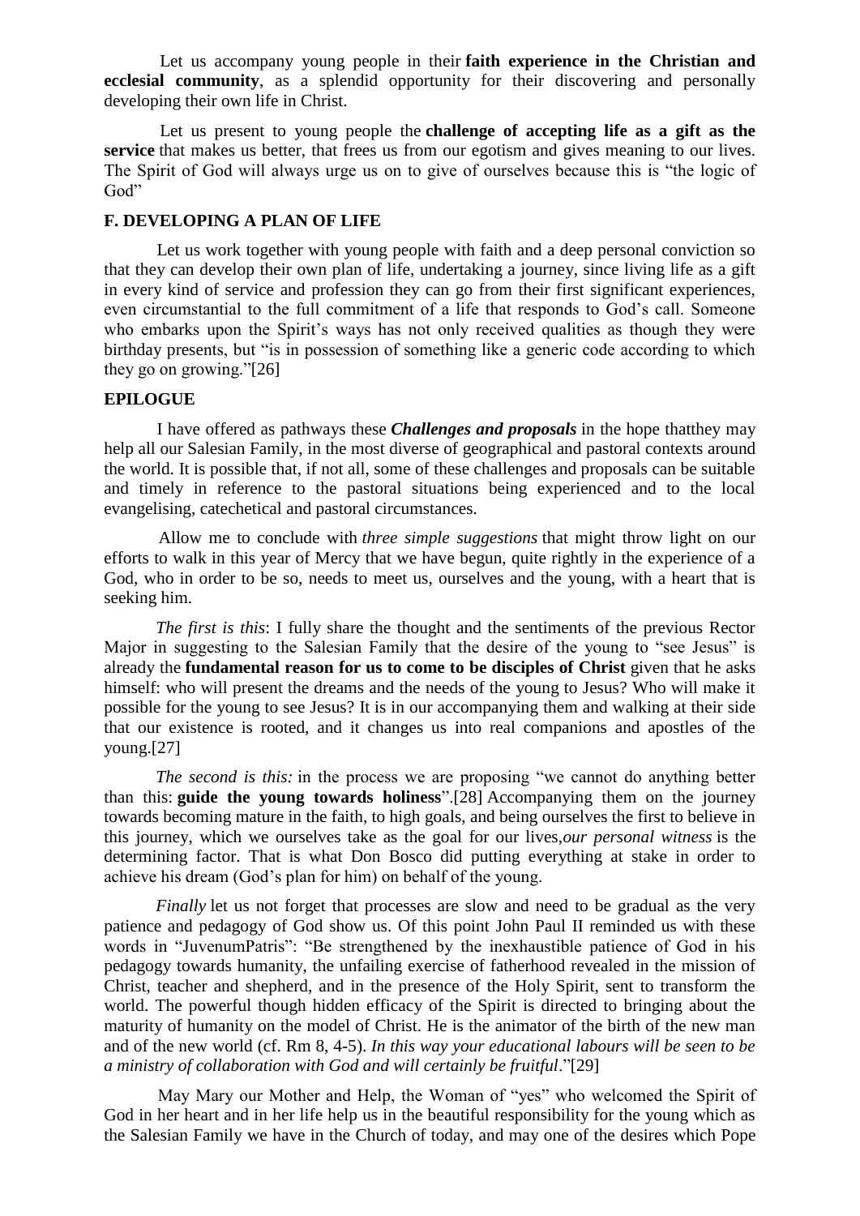Let us accompany young people in their **faith experience in the Christian and ecclesial community**, as a splendid opportunity for their discovering and personally developing their own life in Christ.

Let us present to young people the **challenge of accepting life as a gift as the service** that makes us better, that frees us from our egotism and gives meaning to our lives. The Spirit of God will always urge us on to give of ourselves because this is "the logic of God"

**F. DEVELOPING A PLAN OF LIFE**

Let us work together with young people with faith and a deep personal conviction so that they can develop their own plan of life, undertaking a journey, since living life as a gift in every kind of service and profession they can go from their first significant experiences, even circumstantial to the full commitment of a life that responds to God's call. Someone who embarks upon the Spirit's ways has not only received qualities as though they were birthday presents, but "is in possession of something like a generic code according to which they go on growing."[26]

**EPILOGUE**

I have offered as pathways these ***Challenges and proposals*** in the hope thatthey may help all our Salesian Family, in the most diverse of geographical and pastoral contexts around the world. It is possible that, if not all, some of these challenges and proposals can be suitable and timely in reference to the pastoral situations being experienced and to the local evangelising, catechetical and pastoral circumstances.

Allow me to conclude with *three simple suggestions* that might throw light on our efforts to walk in this year of Mercy that we have begun, quite rightly in the experience of a God, who in order to be so, needs to meet us, ourselves and the young, with a heart that is seeking him.

*The first is this*: I fully share the thought and the sentiments of the previous Rector Major in suggesting to the Salesian Family that the desire of the young to "see Jesus" is already the **fundamental reason for us to come to be disciples of Christ** given that he asks himself: who will present the dreams and the needs of the young to Jesus? Who will make it possible for the young to see Jesus? It is in our accompanying them and walking at their side that our existence is rooted, and it changes us into real companions and apostles of the young.[27]

*The second is this:* in the process we are proposing "we cannot do anything better than this: **guide the young towards holiness**".[28] Accompanying them on the journey towards becoming mature in the faith, to high goals, and being ourselves the first to believe in this journey, which we ourselves take as the goal for our lives,*our personal witness* is the determining factor. That is what Don Bosco did putting everything at stake in order to achieve his dream (God's plan for him) on behalf of the young.

*Finally* let us not forget that processes are slow and need to be gradual as the very patience and pedagogy of God show us. Of this point John Paul II reminded us with these words in "JuvenumPatris": "Be strengthened by the inexhaustible patience of God in his pedagogy towards humanity, the unfailing exercise of fatherhood revealed in the mission of Christ, teacher and shepherd, and in the presence of the Holy Spirit, sent to transform the world. The powerful though hidden efficacy of the Spirit is directed to bringing about the maturity of humanity on the model of Christ. He is the animator of the birth of the new man and of the new world (cf. Rm 8, 4-5). *In this way your educational labours will be seen to be a ministry of collaboration with God and will certainly be fruitful*."[29]

May Mary our Mother and Help, the Woman of "yes" who welcomed the Spirit of God in her heart and in her life help us in the beautiful responsibility for the young which as the Salesian Family we have in the Church of today, and may one of the desires which Pope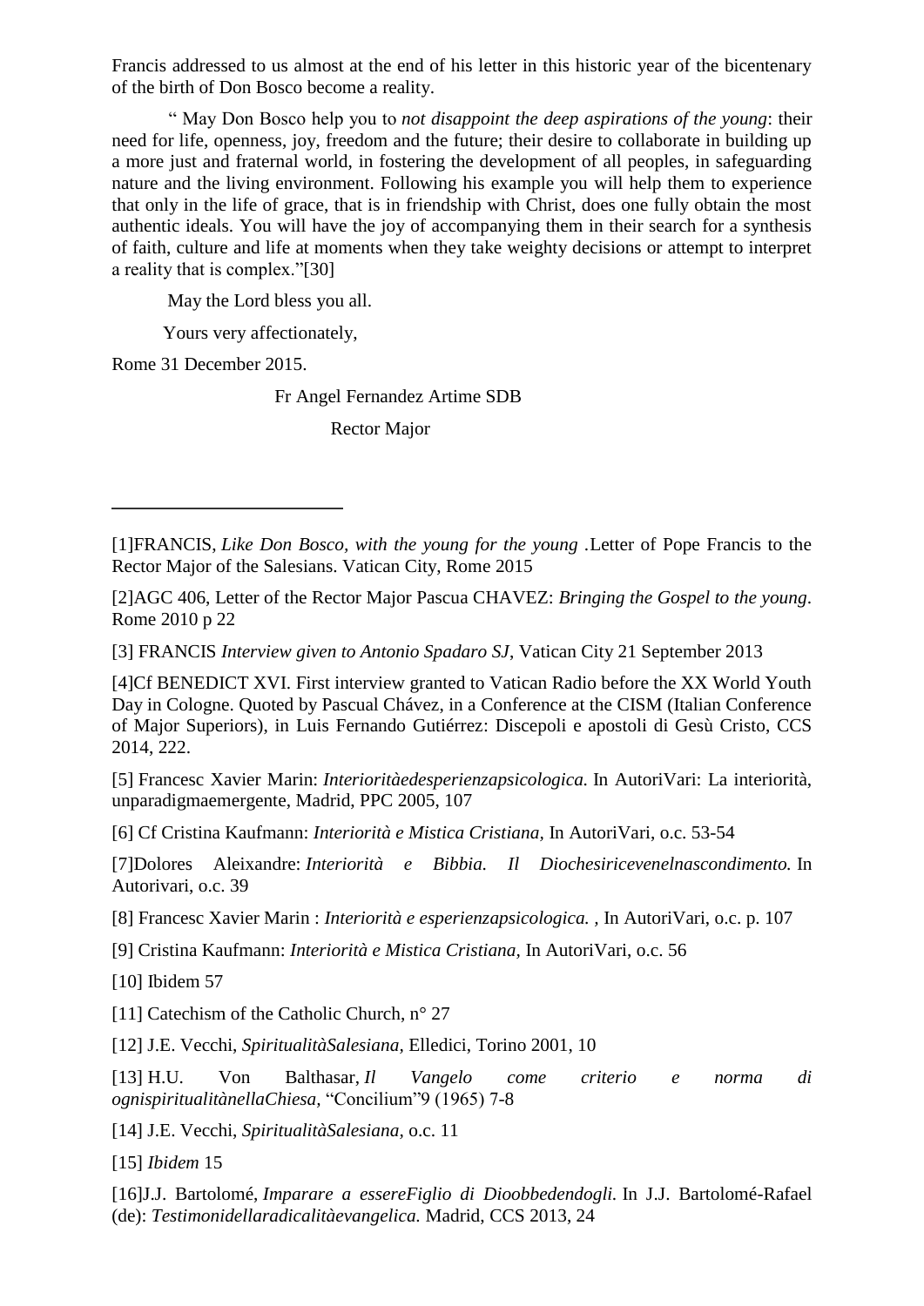Francis addressed to us almost at the end of his letter in this historic year of the bicentenary of the birth of Don Bosco become a reality.

" May Don Bosco help you to *not disappoint the deep aspirations of the young*: their need for life, openness, joy, freedom and the future; their desire to collaborate in building up a more just and fraternal world, in fostering the development of all peoples, in safeguarding nature and the living environment. Following his example you will help them to experience that only in the life of grace, that is in friendship with Christ, does one fully obtain the most authentic ideals. You will have the joy of accompanying them in their search for a synthesis of faith, culture and life at moments when they take weighty decisions or attempt to interpret a reality that is complex."[30]

May the Lord bless you all.

Yours very affectionately,

Rome 31 December 2015.

Fr Angel Fernandez Artime SDB

Rector Major

---

[1]FRANCIS, *Like Don Bosco, with the young for the young* .Letter of Pope Francis to the Rector Major of the Salesians. Vatican City, Rome 2015

[2]AGC 406, Letter of the Rector Major Pascua CHAVEZ: *Bringing the Gospel to the young*. Rome 2010 p 22

[3] FRANCIS *Interview given to Antonio Spadaro SJ*, Vatican City 21 September 2013

[4]Cf BENEDICT XVI. First interview granted to Vatican Radio before the XX World Youth Day in Cologne. Quoted by Pascual Chávez, in a Conference at the CISM (Italian Conference of Major Superiors), in Luis Fernando Gutiérrez: Discepoli e apostoli di Gesù Cristo, CCS 2014, 222.

[5] Francesc Xavier Marin: *Interioritàedesperienzapsicologica.* In AutoriVari: La interiorità, unparadigmaemergente, Madrid, PPC 2005, 107

[6] Cf Cristina Kaufmann: *Interiorità e Mistica Cristiana,* In AutoriVari, o.c. 53-54

[7]Dolores Aleixandre: *Interiorità e Bibbia. Il Diochesiricevenelnascondimento.* In Autorivari, o.c. 39

[8] Francesc Xavier Marin : *Interiorità e esperienzapsicologica.* , In AutoriVari, o.c. p. 107

[9] Cristina Kaufmann: *Interiorità e Mistica Cristiana,* In AutoriVari, o.c. 56

[10] Ibidem 57

[11] Catechism of the Catholic Church, n° 27

[12] J.E. Vecchi, *SpiritualitàSalesiana,* Elledici, Torino 2001, 10

[13] H.U. Von Balthasar, *Il Vangelo come criterio e norma di ognispiritualitànellaChiesa,* "Concilium"9 (1965) 7-8

[14] J.E. Vecchi, *SpiritualitàSalesiana,* o.c. 11

[15] *Ibidem* 15

[16]J.J. Bartolomé, *Imparare a essereFiglio di Dioobbedendogli.* In J.J. Bartolomé-Rafael (de): *Testimonidellaradicalitàevangelica.* Madrid, CCS 2013, 24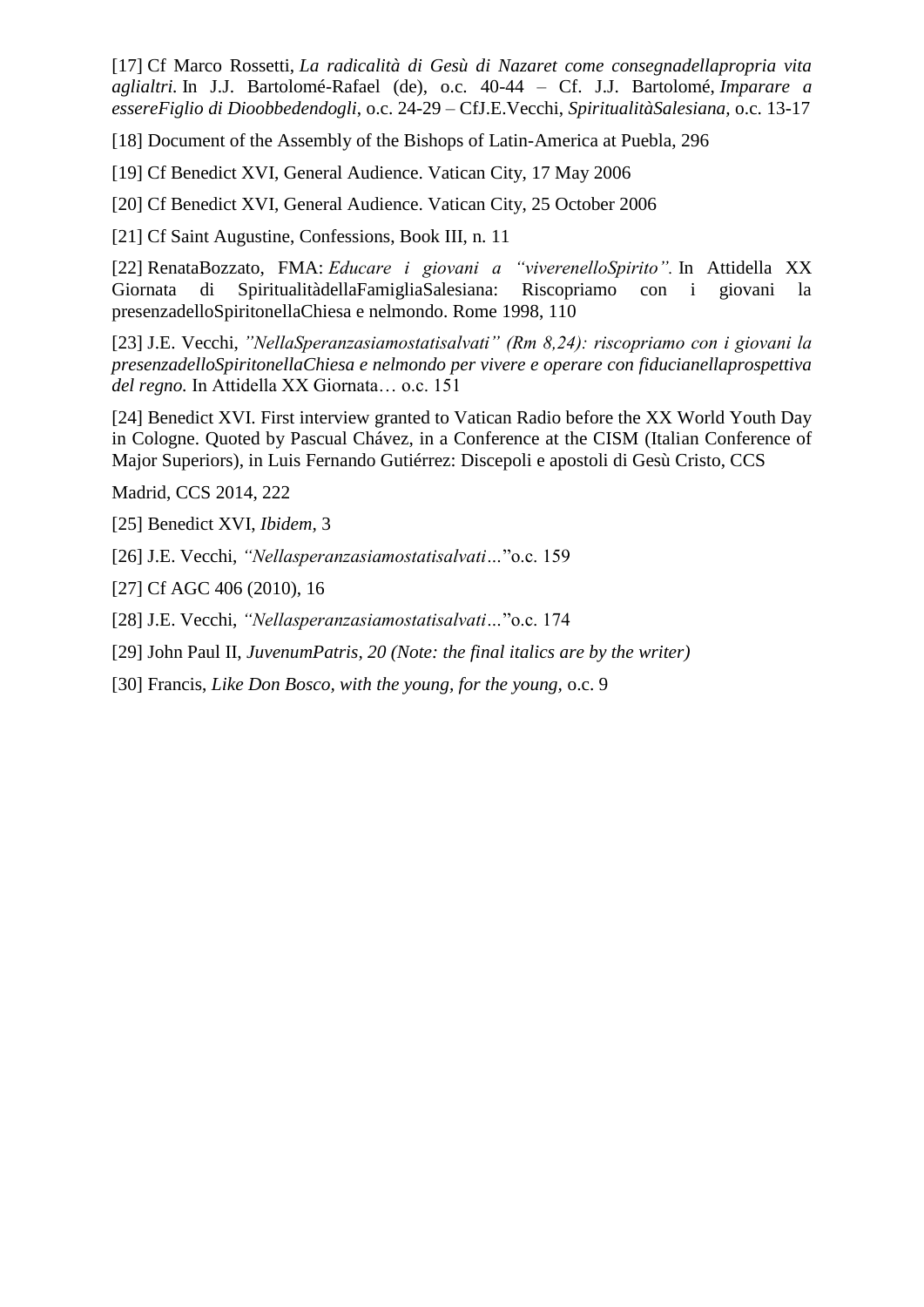[17] Cf Marco Rossetti, *La radicalità di Gesù di Nazaret come consegnadellapropria vita aglialtri.* In J.J. Bartolomé-Rafael (de), o.c. 40-44 – Cf. J.J. Bartolomé, *Imparare a essereFiglio di Dioobbedendogli*, o.c. 24-29 – CfJ.E.Vecchi, *SpiritualitàSalesiana,* o.c. 13-17

[18] Document of the Assembly of the Bishops of Latin-America at Puebla, 296

[19] Cf Benedict XVI, General Audience. Vatican City, 17 May 2006

[20] Cf Benedict XVI, General Audience. Vatican City, 25 October 2006

[21] Cf Saint Augustine, Confessions, Book III, n. 11

[22] RenataBozzato, FMA: *Educare i giovani a "viverenelloSpirito".* In Attidella XX Giornata di SpiritualitàdellaFamigliaSalesiana: Riscopriamo con i giovani la presenzadelloSpiritonellaChiesa e nelmondo. Rome 1998, 110

[23] J.E. Vecchi, *"NellaSperanzasiamostatisalvati" (Rm 8,24): riscopriamo con i giovani la presenzadelloSpiritonellaChiesa e nelmondo per vivere e operare con fiducianellaprospettiva del regno.* In Attidella XX Giornata… o.c. 151

[24] Benedict XVI. First interview granted to Vatican Radio before the XX World Youth Day in Cologne. Quoted by Pascual Chávez, in a Conference at the CISM (Italian Conference of Major Superiors), in Luis Fernando Gutiérrez: Discepoli e apostoli di Gesù Cristo, CCS

Madrid, CCS 2014, 222

[25] Benedict XVI, *Ibidem,* 3

[26] J.E. Vecchi, *"Nellasperanzasiamostatisalvati…*"o.c. 159

[27] Cf AGC 406 (2010), 16

[28] J.E. Vecchi, *"Nellasperanzasiamostatisalvati…*"o.c. 174

[29] John Paul II, *JuvenumPatris, 20 (Note: the final italics are by the writer)*

[30] Francis, *Like Don Bosco, with the young, for the young,* o.c. 9